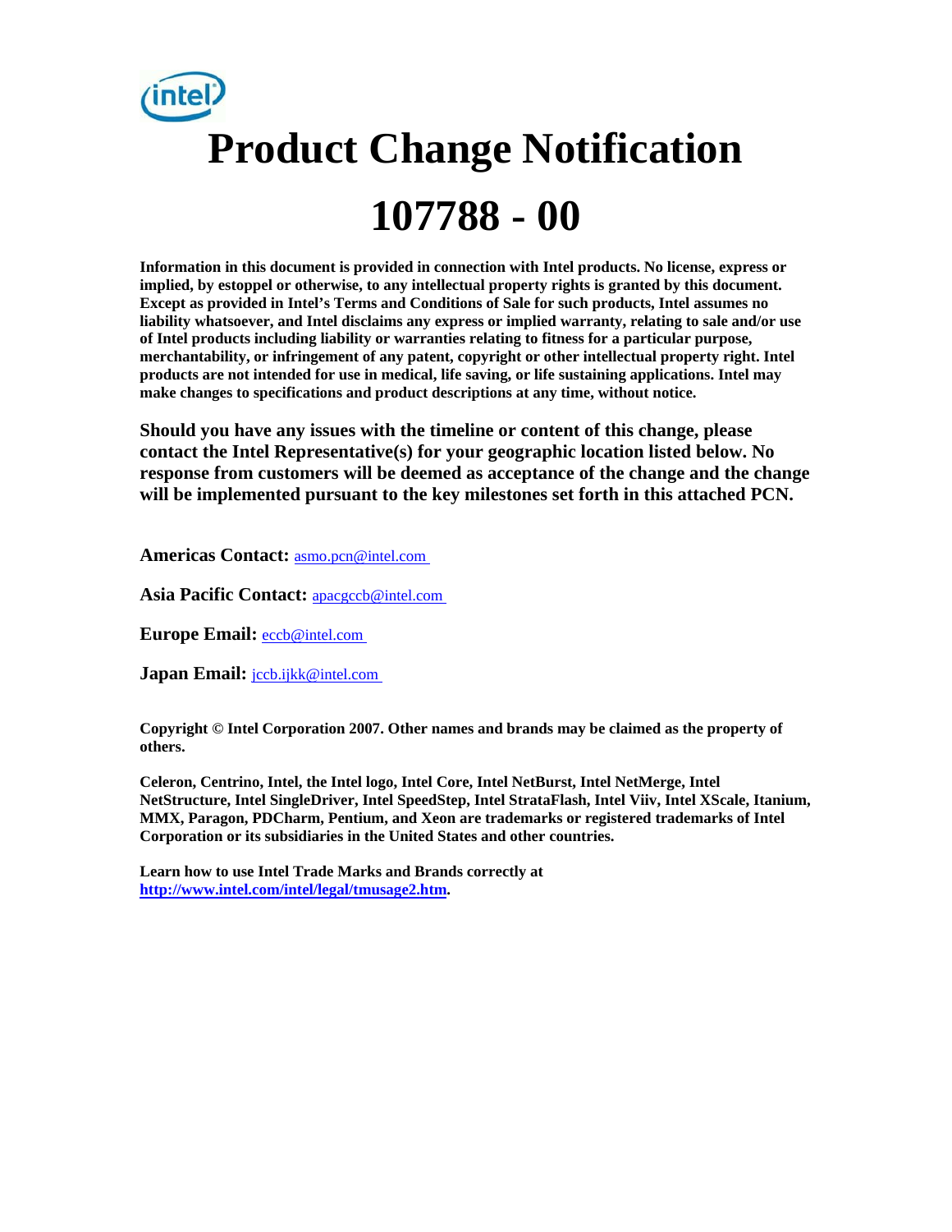# Product Change Notification

# 107788 - 00

**Information in this document is provided in connection with Intel products. No license, express or implied, by estoppel or otherwise, to any intellectual property rights is granted by this document. Except as provided in Intel's Terms and Conditions of Sale for such products, Intel assumes no liability whatsoever, and Intel disclaims any express or implied warranty, relating to sale and/or use of Intel products including liability or warranties relating to fitness for a particular purpose, merchantability, or infringement of any patent, copyright or other intellectual property right. Intel products are not intended for use in medical, life saving, or life sustaining applications. Intel may make changes to specifications and product descriptions at any time, without notice.**

**Should you have any issues with the timeline or content of this change, please contact the Intel Representative(s) for your geographic location listed below. No response from customers will be deemed as acceptance of the change and the change will be implemented pursuant to the key milestones set forth in this attached PCN.**

**Americas Contact:** asmo.pcn@intel.com

**Asia Pacific Contact:** apacgccb@intel.com

**Europe Email:** eccb@intel.com

**Japan Email:** jccb.ijkk@intel.com

**Copyright © Intel Corporation 2007. Other names and brands may be claimed as the property of others.**

**Celeron, Centrino, Intel, the Intel logo, Intel Core, Intel NetBurst, Intel NetMerge, Intel NetStructure, Intel SingleDriver, Intel SpeedStep, Intel StrataFlash, Intel Viiv, Intel XScale, Itanium, MMX, Paragon, PDCharm, Pentium, and Xeon are trademarks or registered trademarks of Intel Corporation or its subsidiaries in the United States and other countries.**

**Learn how to use Intel Trade Marks and Brands correctly at http://www.intel.com/intel/legal/tmusage2.htm.**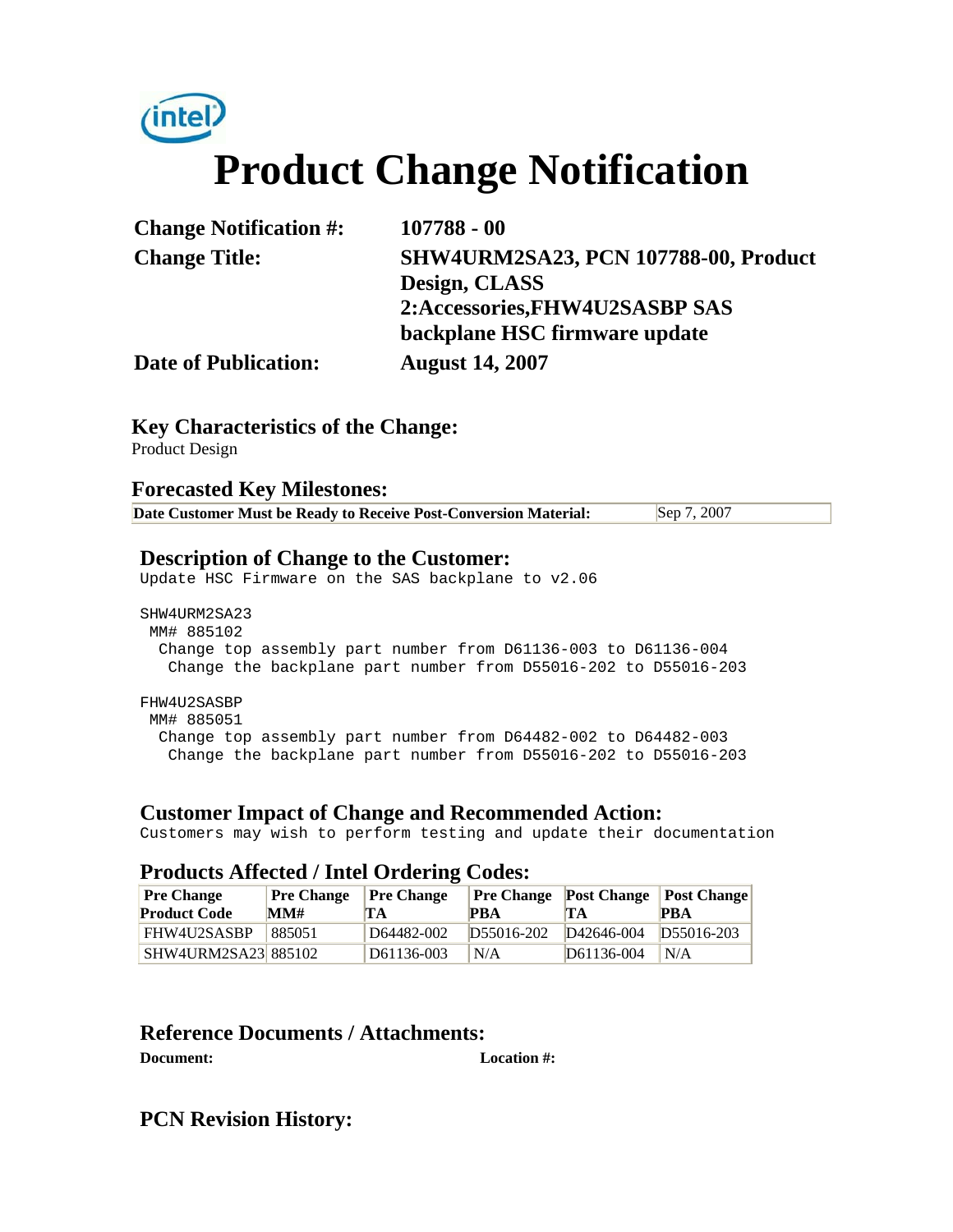intel

# Product Change Notification

| | |
|---|---|
| **Change Notification #:** | **107788 - 00** |
| **Change Title:** | **SHW4URM2SA23, PCN 107788-00, Product Design, CLASS 2:Accessories,FHW4U2SASBP SAS backplane HSC firmware update** |
| **Date of Publication:** | **August 14, 2007** |

## Key Characteristics of the Change:

Product Design

## Forecasted Key Milestones:

| | |
|---|---|
| **Date Customer Must be Ready to Receive Post-Conversion Material:** | Sep 7, 2007 |

## Description of Change to the Customer:

```
Update HSC Firmware on the SAS backplane to v2.06

SHW4URM2SA23
 MM# 885102
  Change top assembly part number from D61136-003 to D61136-004
   Change the backplane part number from D55016-202 to D55016-203

FHW4U2SASBP
 MM# 885051
  Change top assembly part number from D64482-002 to D64482-003
   Change the backplane part number from D55016-202 to D55016-203
```

## Customer Impact of Change and Recommended Action:

```
Customers may wish to perform testing and update their documentation
```

## Products Affected / Intel Ordering Codes:

| Pre Change Product Code | Pre Change MM# | Pre Change TA | Pre Change PBA | Post Change TA | Post Change PBA |
|---|---|---|---|---|---|
| FHW4U2SASBP | 885051 | D64482-002 | D55016-202 | D42646-004 | D55016-203 |
| SHW4URM2SA23 | 885102 | D61136-003 | N/A | D61136-004 | N/A |

## Reference Documents / Attachments:

| **Document:** | **Location #:** |
|---|---|

## PCN Revision History: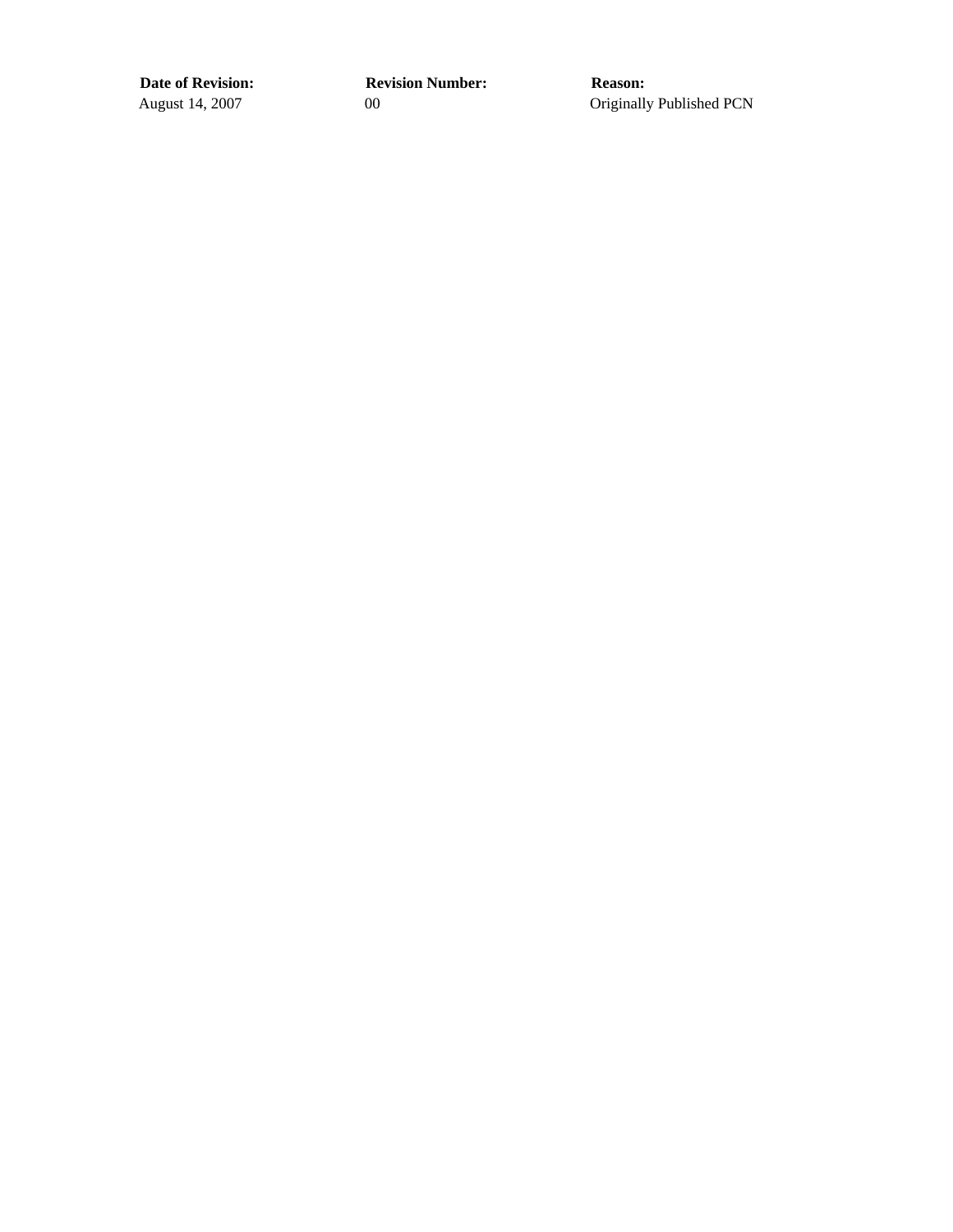| Date of Revision: | Revision Number: | Reason: |
| --- | --- | --- |
| August 14, 2007 | 00 | Originally Published PCN |